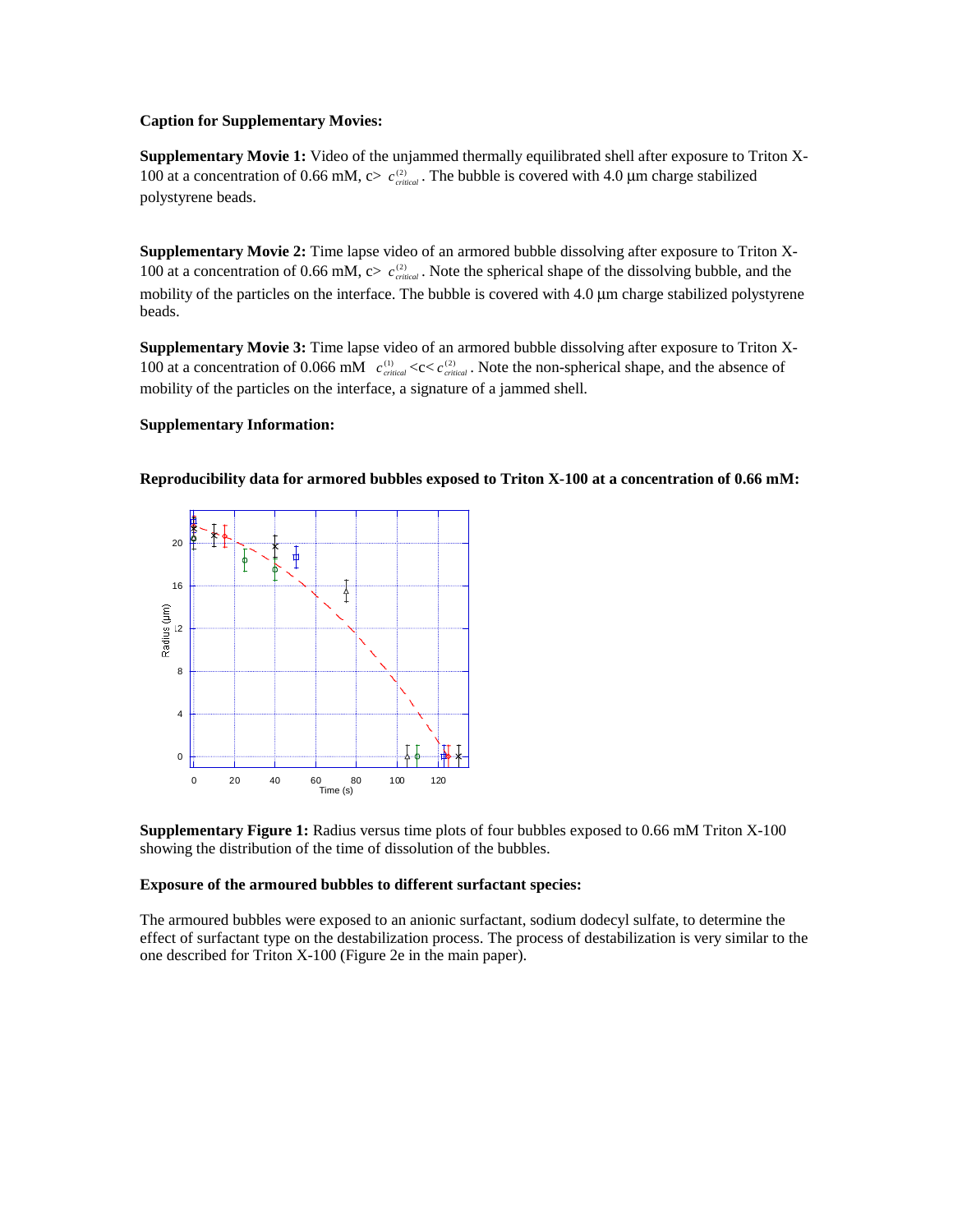**Caption for Supplementary Movies:**

**Supplementary Movie 1:** Video of the unjammed thermally equilibrated shell after exposure to Triton X-100 at a concentration of 0.66 mM, c> $c^{(2)}_{critical}$ . The bubble is covered with 4.0 μm charge stabilized polystyrene beads.

**Supplementary Movie 2:** Time lapse video of an armored bubble dissolving after exposure to Triton X-100 at a concentration of 0.66 mM, c> $c^{(2)}_{critical}$ . Note the spherical shape of the dissolving bubble, and the mobility of the particles on the interface. The bubble is covered with 4.0 μm charge stabilized polystyrene beads.

**Supplementary Movie 3:** Time lapse video of an armored bubble dissolving after exposure to Triton X-100 at a concentration of 0.066 mM $c^{(1)}_{critical}$ <c< $c^{(2)}_{critical}$ . Note the non-spherical shape, and the absence of mobility of the particles on the interface, a signature of a jammed shell.

**Supplementary Information:**

**Reproducibility data for armored bubbles exposed to Triton X-100 at a concentration of 0.66 mM:**

**Supplementary Figure 1:** Radius versus time plots of four bubbles exposed to 0.66 mM Triton X-100 showing the distribution of the time of dissolution of the bubbles.

**Exposure of the armoured bubbles to different surfactant species:**

The armoured bubbles were exposed to an anionic surfactant, sodium dodecyl sulfate, to determine the effect of surfactant type on the destabilization process. The process of destabilization is very similar to the one described for Triton X-100 (Figure 2e in the main paper).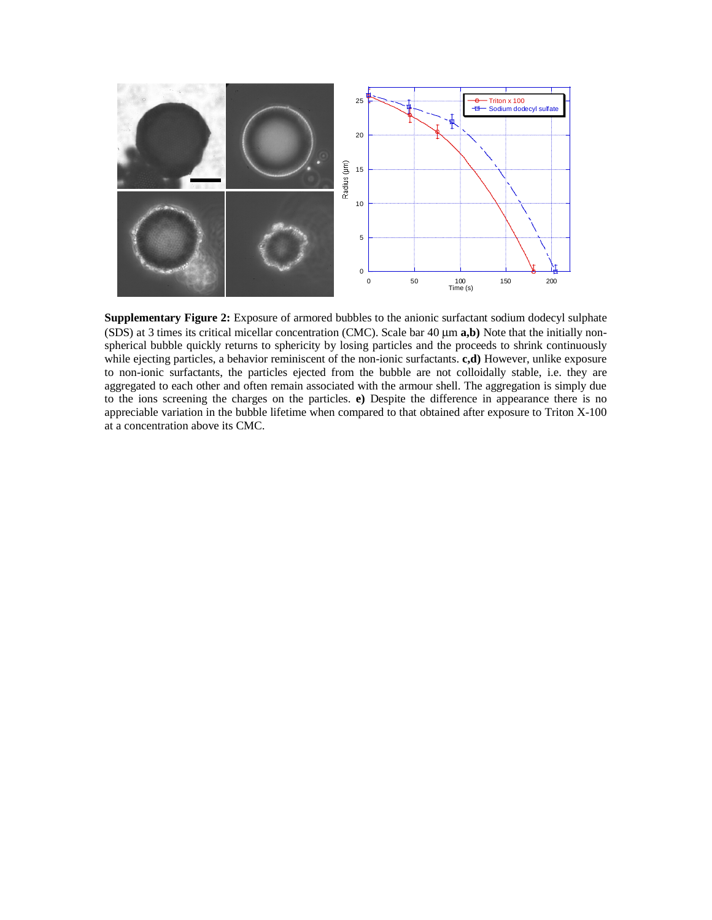25
20
15
10
5
0
0
50
100
150
200
Time (s)
Radius (µm)
Triton x 100
Sodium dodecyl sulfate

**Supplementary Figure 2:** Exposure of armored bubbles to the anionic surfactant sodium dodecyl sulphate (SDS) at 3 times its critical micellar concentration (CMC). Scale bar 40 µm **a,b)** Note that the initially non-spherical bubble quickly returns to sphericity by losing particles and the proceeds to shrink continuously while ejecting particles, a behavior reminiscent of the non-ionic surfactants. **c,d)** However, unlike exposure to non-ionic surfactants, the particles ejected from the bubble are not colloidally stable, i.e. they are aggregated to each other and often remain associated with the armour shell. The aggregation is simply due to the ions screening the charges on the particles. **e)** Despite the difference in appearance there is no appreciable variation in the bubble lifetime when compared to that obtained after exposure to Triton X-100 at a concentration above its CMC.